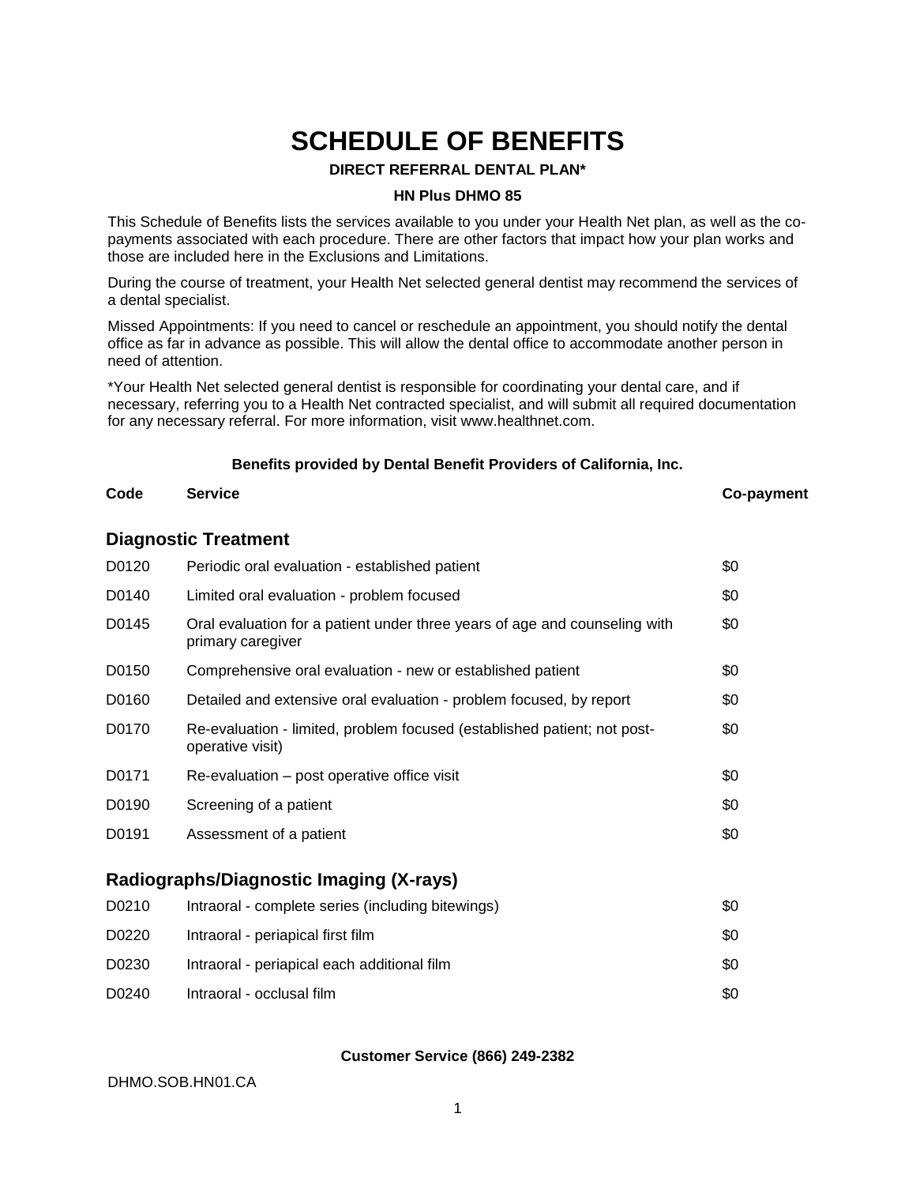# SCHEDULE OF BENEFITS

**DIRECT REFERRAL DENTAL PLAN***

**HN Plus DHMO 85**

This Schedule of Benefits lists the services available to you under your Health Net plan, as well as the co-payments associated with each procedure. There are other factors that impact how your plan works and those are included here in the Exclusions and Limitations.

During the course of treatment, your Health Net selected general dentist may recommend the services of a dental specialist.

Missed Appointments: If you need to cancel or reschedule an appointment, you should notify the dental office as far in advance as possible. This will allow the dental office to accommodate another person in need of attention.

*Your Health Net selected general dentist is responsible for coordinating your dental care, and if necessary, referring you to a Health Net contracted specialist, and will submit all required documentation for any necessary referral. For more information, visit www.healthnet.com.

**Benefits provided by Dental Benefit Providers of California, Inc.**

| Code | Service | Co-payment |
|---|---|---|
| **Diagnostic Treatment** | | |
| D0120 | Periodic oral evaluation - established patient | $0 |
| D0140 | Limited oral evaluation - problem focused | $0 |
| D0145 | Oral evaluation for a patient under three years of age and counseling with primary caregiver | $0 |
| D0150 | Comprehensive oral evaluation - new or established patient | $0 |
| D0160 | Detailed and extensive oral evaluation - problem focused, by report | $0 |
| D0170 | Re-evaluation - limited, problem focused (established patient; not post-operative visit) | $0 |
| D0171 | Re-evaluation – post operative office visit | $0 |
| D0190 | Screening of a patient | $0 |
| D0191 | Assessment of a patient | $0 |
| **Radiographs/Diagnostic Imaging (X-rays)** | | |
| D0210 | Intraoral - complete series (including bitewings) | $0 |
| D0220 | Intraoral - periapical first film | $0 |
| D0230 | Intraoral - periapical each additional film | $0 |
| D0240 | Intraoral - occlusal film | $0 |

**Customer Service (866) 249-2382**

DHMO.SOB.HN01.CA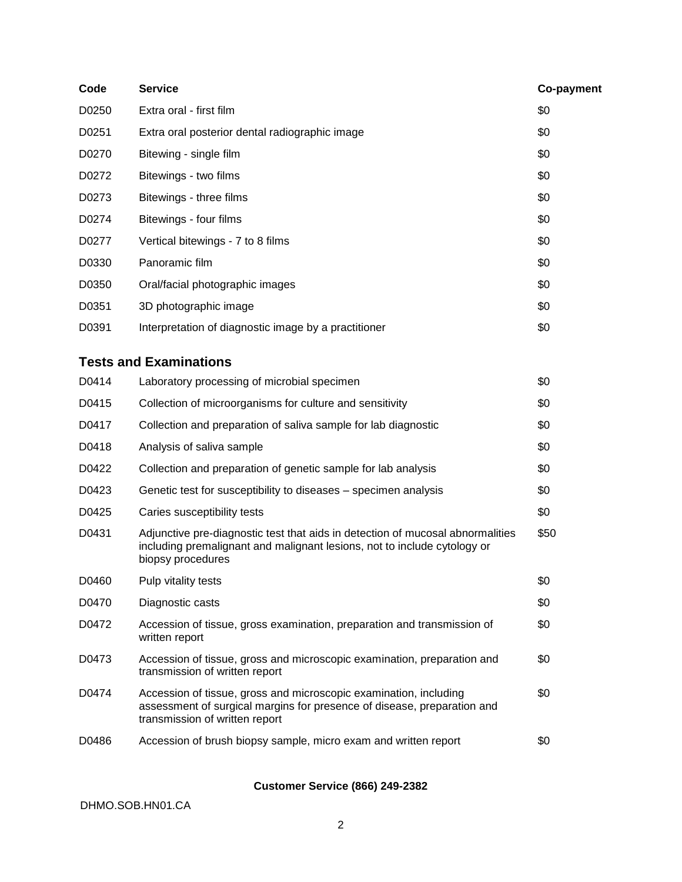| Code | Service | Co-payment |
|---|---|---|
| D0250 | Extra oral - first film | $0 |
| D0251 | Extra oral posterior dental radiographic image | $0 |
| D0270 | Bitewing - single film | $0 |
| D0272 | Bitewings - two films | $0 |
| D0273 | Bitewings - three films | $0 |
| D0274 | Bitewings - four films | $0 |
| D0277 | Vertical bitewings - 7 to 8 films | $0 |
| D0330 | Panoramic film | $0 |
| D0350 | Oral/facial photographic images | $0 |
| D0351 | 3D photographic image | $0 |
| D0391 | Interpretation of diagnostic image by a practitioner | $0 |

## Tests and Examinations

| Code | Service | Co-payment |
|---|---|---|
| D0414 | Laboratory processing of microbial specimen | $0 |
| D0415 | Collection of microorganisms for culture and sensitivity | $0 |
| D0417 | Collection and preparation of saliva sample for lab diagnostic | $0 |
| D0418 | Analysis of saliva sample | $0 |
| D0422 | Collection and preparation of genetic sample for lab analysis | $0 |
| D0423 | Genetic test for susceptibility to diseases – specimen analysis | $0 |
| D0425 | Caries susceptibility tests | $0 |
| D0431 | Adjunctive pre-diagnostic test that aids in detection of mucosal abnormalities including premalignant and malignant lesions, not to include cytology or biopsy procedures | $50 |
| D0460 | Pulp vitality tests | $0 |
| D0470 | Diagnostic casts | $0 |
| D0472 | Accession of tissue, gross examination, preparation and transmission of written report | $0 |
| D0473 | Accession of tissue, gross and microscopic examination, preparation and transmission of written report | $0 |
| D0474 | Accession of tissue, gross and microscopic examination, including assessment of surgical margins for presence of disease, preparation and transmission of written report | $0 |
| D0486 | Accession of brush biopsy sample, micro exam and written report | $0 |

**Customer Service (866) 249-2382**

DHMO.SOB.HN01.CA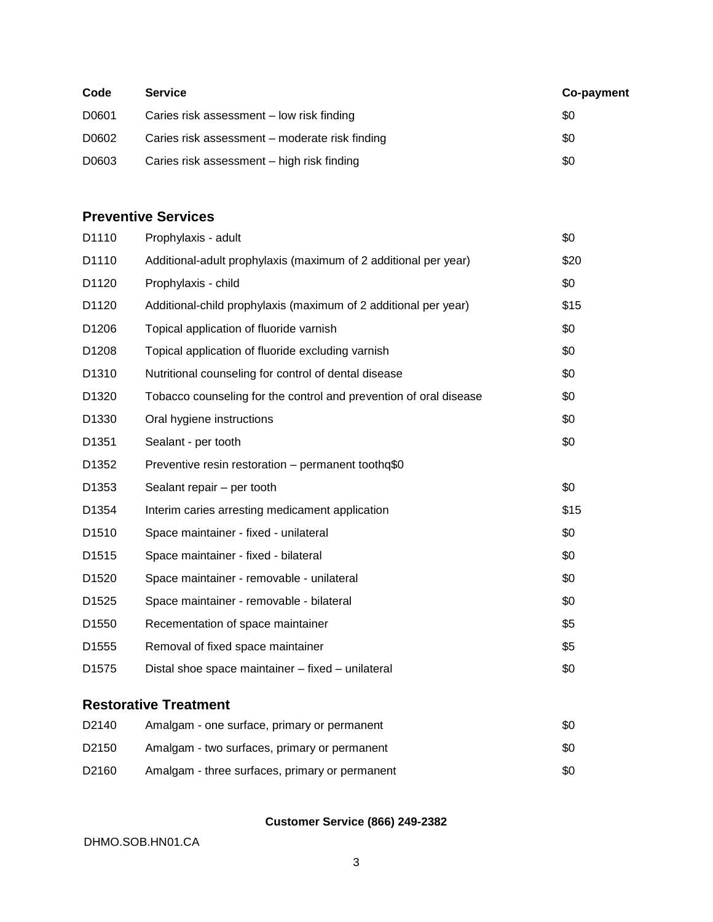| Code | Service | Co-payment |
| --- | --- | --- |
| D0601 | Caries risk assessment – low risk finding | $0 |
| D0602 | Caries risk assessment – moderate risk finding | $0 |
| D0603 | Caries risk assessment – high risk finding | $0 |

## Preventive Services

| Code | Service | Co-payment |
| --- | --- | --- |
| D1110 | Prophylaxis - adult | $0 |
| D1110 | Additional-adult prophylaxis (maximum of 2 additional per year) | $20 |
| D1120 | Prophylaxis - child | $0 |
| D1120 | Additional-child prophylaxis (maximum of 2 additional per year) | $15 |
| D1206 | Topical application of fluoride varnish | $0 |
| D1208 | Topical application of fluoride excluding varnish | $0 |
| D1310 | Nutritional counseling for control of dental disease | $0 |
| D1320 | Tobacco counseling for the control and prevention of oral disease | $0 |
| D1330 | Oral hygiene instructions | $0 |
| D1351 | Sealant - per tooth | $0 |
| D1352 | Preventive resin restoration – permanent toothq$0 | |
| D1353 | Sealant repair – per tooth | $0 |
| D1354 | Interim caries arresting medicament application | $15 |
| D1510 | Space maintainer - fixed - unilateral | $0 |
| D1515 | Space maintainer - fixed - bilateral | $0 |
| D1520 | Space maintainer - removable - unilateral | $0 |
| D1525 | Space maintainer - removable - bilateral | $0 |
| D1550 | Recementation of space maintainer | $5 |
| D1555 | Removal of fixed space maintainer | $5 |
| D1575 | Distal shoe space maintainer – fixed – unilateral | $0 |

## Restorative Treatment

| Code | Service | Co-payment |
| --- | --- | --- |
| D2140 | Amalgam - one surface, primary or permanent | $0 |
| D2150 | Amalgam - two surfaces, primary or permanent | $0 |
| D2160 | Amalgam - three surfaces, primary or permanent | $0 |

**Customer Service (866) 249-2382**

DHMO.SOB.HN01.CA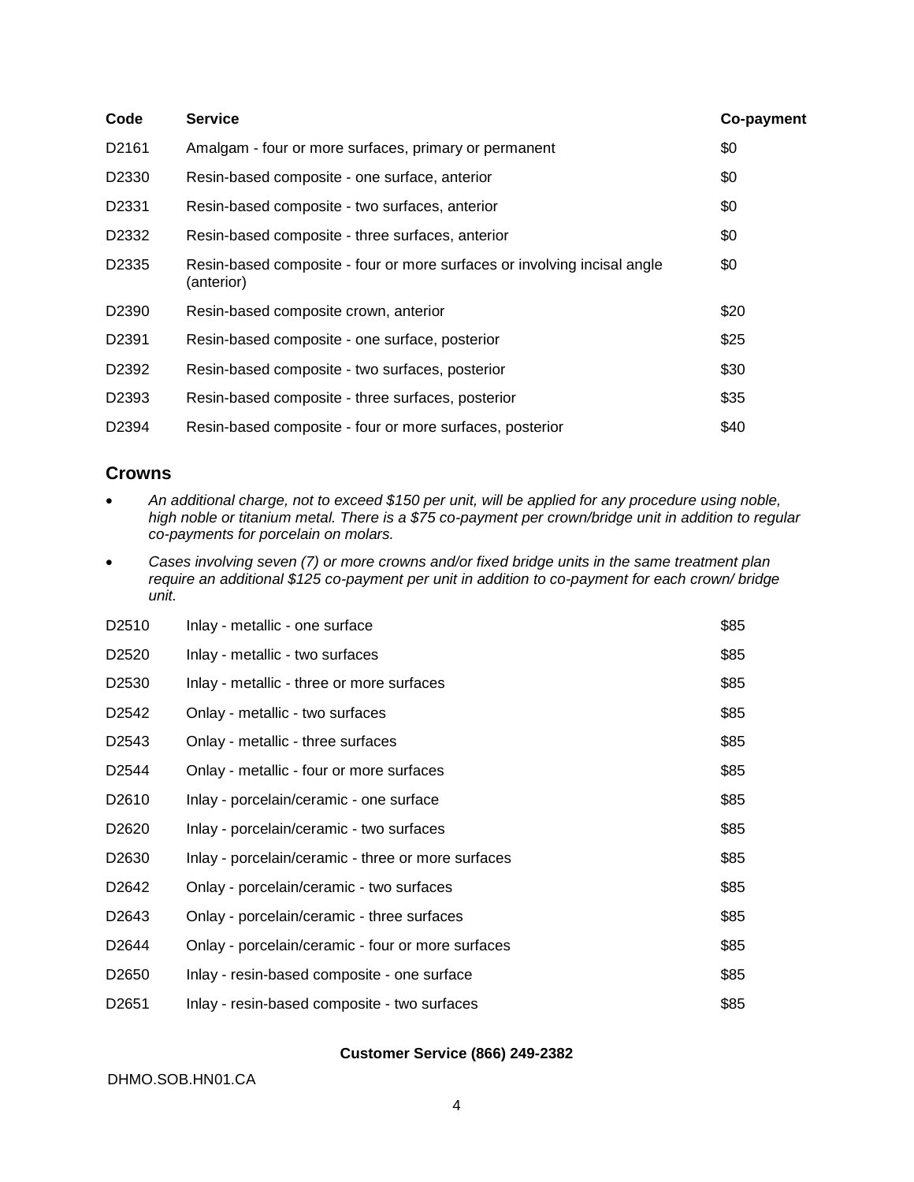| Code | Service | Co-payment |
| --- | --- | --- |
| D2161 | Amalgam - four or more surfaces, primary or permanent | $0 |
| D2330 | Resin-based composite - one surface, anterior | $0 |
| D2331 | Resin-based composite - two surfaces, anterior | $0 |
| D2332 | Resin-based composite - three surfaces, anterior | $0 |
| D2335 | Resin-based composite - four or more surfaces or involving incisal angle (anterior) | $0 |
| D2390 | Resin-based composite crown, anterior | $20 |
| D2391 | Resin-based composite - one surface, posterior | $25 |
| D2392 | Resin-based composite - two surfaces, posterior | $30 |
| D2393 | Resin-based composite - three surfaces, posterior | $35 |
| D2394 | Resin-based composite - four or more surfaces, posterior | $40 |

## Crowns

- *An additional charge, not to exceed $150 per unit, will be applied for any procedure using noble, high noble or titanium metal. There is a $75 co-payment per crown/bridge unit in addition to regular co-payments for porcelain on molars.*
- *Cases involving seven (7) or more crowns and/or fixed bridge units in the same treatment plan require an additional $125 co-payment per unit in addition to co-payment for each crown/ bridge unit.*

| Code | Service | Co-payment |
| --- | --- | --- |
| D2510 | Inlay - metallic - one surface | $85 |
| D2520 | Inlay - metallic - two surfaces | $85 |
| D2530 | Inlay - metallic - three or more surfaces | $85 |
| D2542 | Onlay - metallic - two surfaces | $85 |
| D2543 | Onlay - metallic - three surfaces | $85 |
| D2544 | Onlay - metallic - four or more surfaces | $85 |
| D2610 | Inlay - porcelain/ceramic - one surface | $85 |
| D2620 | Inlay - porcelain/ceramic - two surfaces | $85 |
| D2630 | Inlay - porcelain/ceramic - three or more surfaces | $85 |
| D2642 | Onlay - porcelain/ceramic - two surfaces | $85 |
| D2643 | Onlay - porcelain/ceramic - three surfaces | $85 |
| D2644 | Onlay - porcelain/ceramic - four or more surfaces | $85 |
| D2650 | Inlay - resin-based composite - one surface | $85 |
| D2651 | Inlay - resin-based composite - two surfaces | $85 |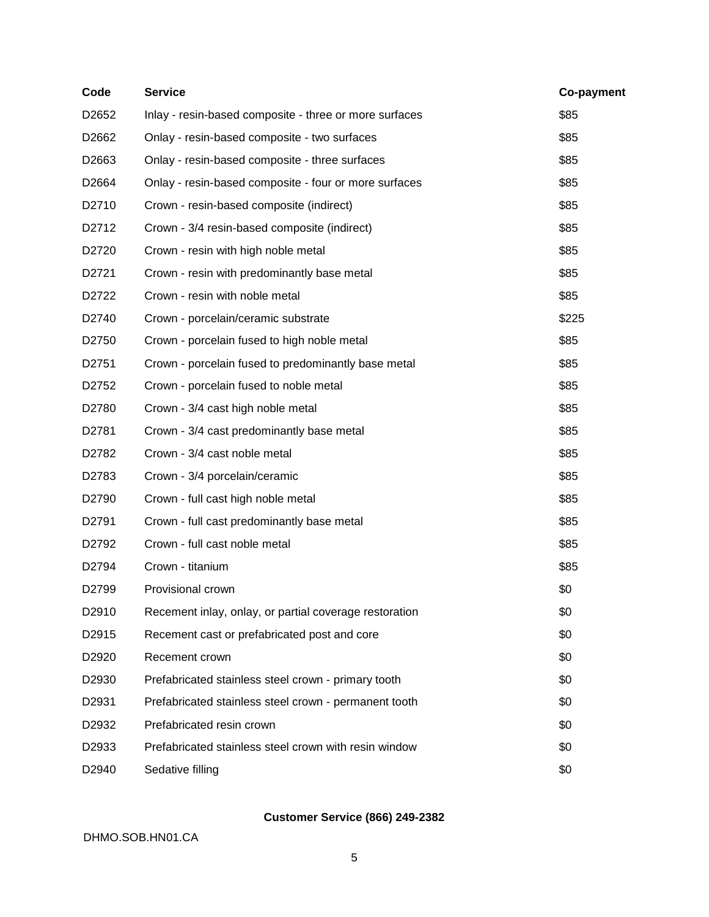| Code | Service | Co-payment |
|---|---|---|
| D2652 | Inlay - resin-based composite - three or more surfaces | $85 |
| D2662 | Onlay - resin-based composite - two surfaces | $85 |
| D2663 | Onlay - resin-based composite - three surfaces | $85 |
| D2664 | Onlay - resin-based composite - four or more surfaces | $85 |
| D2710 | Crown - resin-based composite (indirect) | $85 |
| D2712 | Crown - 3/4 resin-based composite (indirect) | $85 |
| D2720 | Crown - resin with high noble metal | $85 |
| D2721 | Crown - resin with predominantly base metal | $85 |
| D2722 | Crown - resin with noble metal | $85 |
| D2740 | Crown - porcelain/ceramic substrate | $225 |
| D2750 | Crown - porcelain fused to high noble metal | $85 |
| D2751 | Crown - porcelain fused to predominantly base metal | $85 |
| D2752 | Crown - porcelain fused to noble metal | $85 |
| D2780 | Crown - 3/4 cast high noble metal | $85 |
| D2781 | Crown - 3/4 cast predominantly base metal | $85 |
| D2782 | Crown - 3/4 cast noble metal | $85 |
| D2783 | Crown - 3/4 porcelain/ceramic | $85 |
| D2790 | Crown - full cast high noble metal | $85 |
| D2791 | Crown - full cast predominantly base metal | $85 |
| D2792 | Crown - full cast noble metal | $85 |
| D2794 | Crown - titanium | $85 |
| D2799 | Provisional crown | $0 |
| D2910 | Recement inlay, onlay, or partial coverage restoration | $0 |
| D2915 | Recement cast or prefabricated post and core | $0 |
| D2920 | Recement crown | $0 |
| D2930 | Prefabricated stainless steel crown - primary tooth | $0 |
| D2931 | Prefabricated stainless steel crown - permanent tooth | $0 |
| D2932 | Prefabricated resin crown | $0 |
| D2933 | Prefabricated stainless steel crown with resin window | $0 |
| D2940 | Sedative filling | $0 |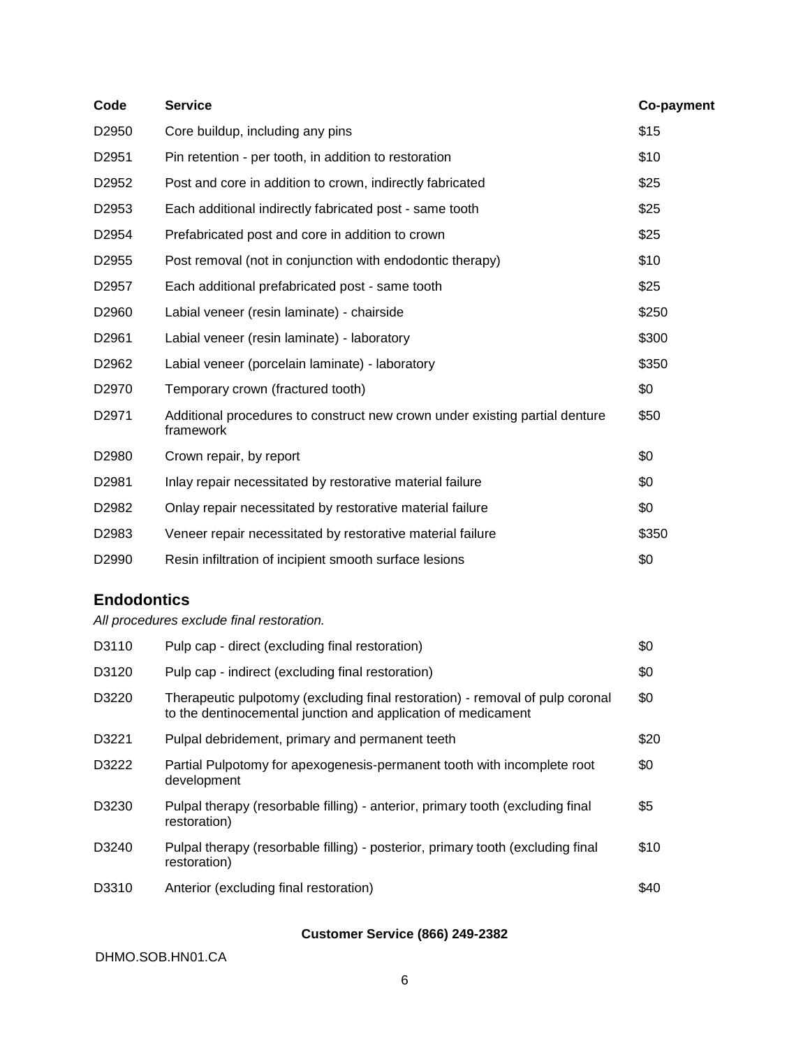| Code | Service | Co-payment |
|---|---|---|
| D2950 | Core buildup, including any pins | $15 |
| D2951 | Pin retention - per tooth, in addition to restoration | $10 |
| D2952 | Post and core in addition to crown, indirectly fabricated | $25 |
| D2953 | Each additional indirectly fabricated post - same tooth | $25 |
| D2954 | Prefabricated post and core in addition to crown | $25 |
| D2955 | Post removal (not in conjunction with endodontic therapy) | $10 |
| D2957 | Each additional prefabricated post - same tooth | $25 |
| D2960 | Labial veneer (resin laminate) - chairside | $250 |
| D2961 | Labial veneer (resin laminate) - laboratory | $300 |
| D2962 | Labial veneer (porcelain laminate) - laboratory | $350 |
| D2970 | Temporary crown (fractured tooth) | $0 |
| D2971 | Additional procedures to construct new crown under existing partial denture framework | $50 |
| D2980 | Crown repair, by report | $0 |
| D2981 | Inlay repair necessitated by restorative material failure | $0 |
| D2982 | Onlay repair necessitated by restorative material failure | $0 |
| D2983 | Veneer repair necessitated by restorative material failure | $350 |
| D2990 | Resin infiltration of incipient smooth surface lesions | $0 |

## Endodontics

*All procedures exclude final restoration.*

| Code | Service | Co-payment |
|---|---|---|
| D3110 | Pulp cap - direct (excluding final restoration) | $0 |
| D3120 | Pulp cap - indirect (excluding final restoration) | $0 |
| D3220 | Therapeutic pulpotomy (excluding final restoration) - removal of pulp coronal to the dentinocemental junction and application of medicament | $0 |
| D3221 | Pulpal debridement, primary and permanent teeth | $20 |
| D3222 | Partial Pulpotomy for apexogenesis-permanent tooth with incomplete root development | $0 |
| D3230 | Pulpal therapy (resorbable filling) - anterior, primary tooth (excluding final restoration) | $5 |
| D3240 | Pulpal therapy (resorbable filling) - posterior, primary tooth (excluding final restoration) | $10 |
| D3310 | Anterior (excluding final restoration) | $40 |

**Customer Service (866) 249-2382**

DHMO.SOB.HN01.CA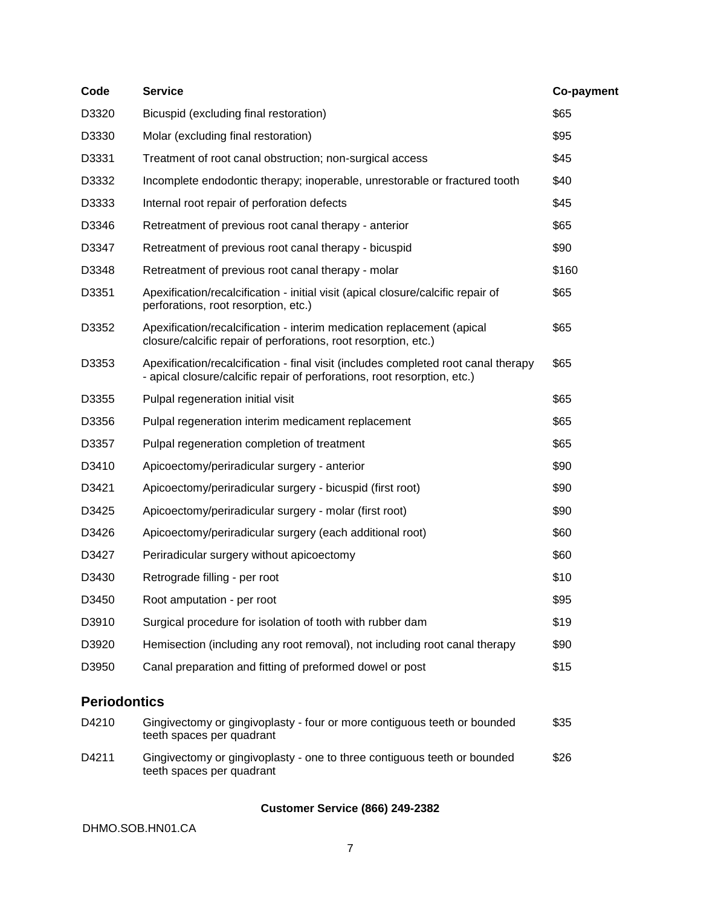| Code | Service | Co-payment |
|---|---|---|
| D3320 | Bicuspid (excluding final restoration) | $65 |
| D3330 | Molar (excluding final restoration) | $95 |
| D3331 | Treatment of root canal obstruction; non-surgical access | $45 |
| D3332 | Incomplete endodontic therapy; inoperable, unrestorable or fractured tooth | $40 |
| D3333 | Internal root repair of perforation defects | $45 |
| D3346 | Retreatment of previous root canal therapy - anterior | $65 |
| D3347 | Retreatment of previous root canal therapy - bicuspid | $90 |
| D3348 | Retreatment of previous root canal therapy - molar | $160 |
| D3351 | Apexification/recalcification - initial visit (apical closure/calcific repair of perforations, root resorption, etc.) | $65 |
| D3352 | Apexification/recalcification - interim medication replacement (apical closure/calcific repair of perforations, root resorption, etc.) | $65 |
| D3353 | Apexification/recalcification - final visit (includes completed root canal therapy - apical closure/calcific repair of perforations, root resorption, etc.) | $65 |
| D3355 | Pulpal regeneration initial visit | $65 |
| D3356 | Pulpal regeneration interim medicament replacement | $65 |
| D3357 | Pulpal regeneration completion of treatment | $65 |
| D3410 | Apicoectomy/periradicular surgery - anterior | $90 |
| D3421 | Apicoectomy/periradicular surgery - bicuspid (first root) | $90 |
| D3425 | Apicoectomy/periradicular surgery - molar (first root) | $90 |
| D3426 | Apicoectomy/periradicular surgery (each additional root) | $60 |
| D3427 | Periradicular surgery without apicoectomy | $60 |
| D3430 | Retrograde filling - per root | $10 |
| D3450 | Root amputation - per root | $95 |
| D3910 | Surgical procedure for isolation of tooth with rubber dam | $19 |
| D3920 | Hemisection (including any root removal), not including root canal therapy | $90 |
| D3950 | Canal preparation and fitting of preformed dowel or post | $15 |

## Periodontics

| Code | Service | Co-payment |
|---|---|---|
| D4210 | Gingivectomy or gingivoplasty - four or more contiguous teeth or bounded teeth spaces per quadrant | $35 |
| D4211 | Gingivectomy or gingivoplasty - one to three contiguous teeth or bounded teeth spaces per quadrant | $26 |

**Customer Service (866) 249-2382**

DHMO.SOB.HN01.CA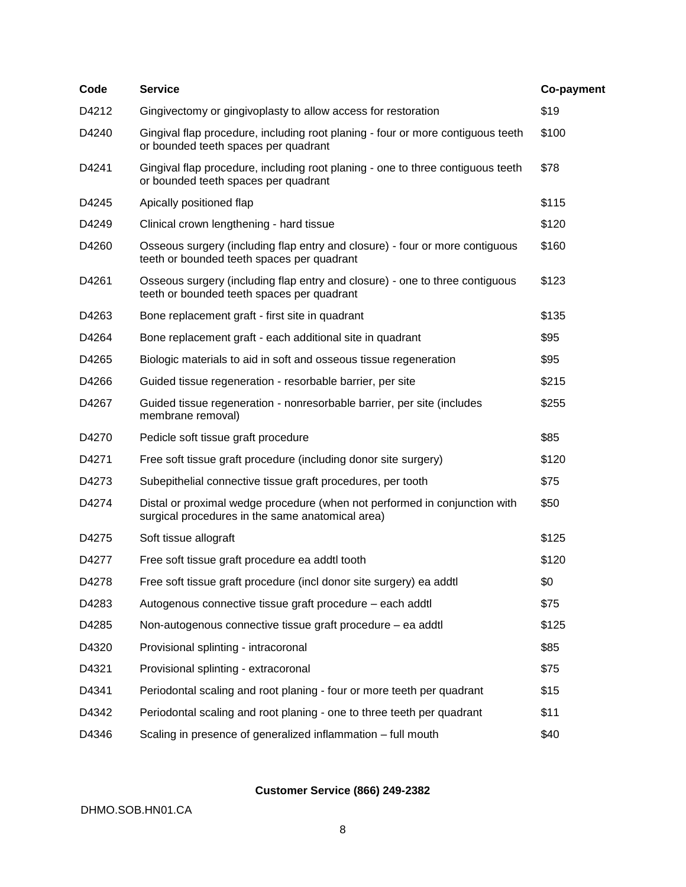| Code | Service | Co-payment |
| --- | --- | --- |
| D4212 | Gingivectomy or gingivoplasty to allow access for restoration | $19 |
| D4240 | Gingival flap procedure, including root planing - four or more contiguous teeth or bounded teeth spaces per quadrant | $100 |
| D4241 | Gingival flap procedure, including root planing - one to three contiguous teeth or bounded teeth spaces per quadrant | $78 |
| D4245 | Apically positioned flap | $115 |
| D4249 | Clinical crown lengthening - hard tissue | $120 |
| D4260 | Osseous surgery (including flap entry and closure) - four or more contiguous teeth or bounded teeth spaces per quadrant | $160 |
| D4261 | Osseous surgery (including flap entry and closure) - one to three contiguous teeth or bounded teeth spaces per quadrant | $123 |
| D4263 | Bone replacement graft - first site in quadrant | $135 |
| D4264 | Bone replacement graft - each additional site in quadrant | $95 |
| D4265 | Biologic materials to aid in soft and osseous tissue regeneration | $95 |
| D4266 | Guided tissue regeneration - resorbable barrier, per site | $215 |
| D4267 | Guided tissue regeneration - nonresorbable barrier, per site (includes membrane removal) | $255 |
| D4270 | Pedicle soft tissue graft procedure | $85 |
| D4271 | Free soft tissue graft procedure (including donor site surgery) | $120 |
| D4273 | Subepithelial connective tissue graft procedures, per tooth | $75 |
| D4274 | Distal or proximal wedge procedure (when not performed in conjunction with surgical procedures in the same anatomical area) | $50 |
| D4275 | Soft tissue allograft | $125 |
| D4277 | Free soft tissue graft procedure ea addtl tooth | $120 |
| D4278 | Free soft tissue graft procedure (incl donor site surgery) ea addtl | $0 |
| D4283 | Autogenous connective tissue graft procedure – each addtl | $75 |
| D4285 | Non-autogenous connective tissue graft procedure – ea addtl | $125 |
| D4320 | Provisional splinting - intracoronal | $85 |
| D4321 | Provisional splinting - extracoronal | $75 |
| D4341 | Periodontal scaling and root planing - four or more teeth per quadrant | $15 |
| D4342 | Periodontal scaling and root planing - one to three teeth per quadrant | $11 |
| D4346 | Scaling in presence of generalized inflammation – full mouth | $40 |

**Customer Service (866) 249-2382**

DHMO.SOB.HN01.CA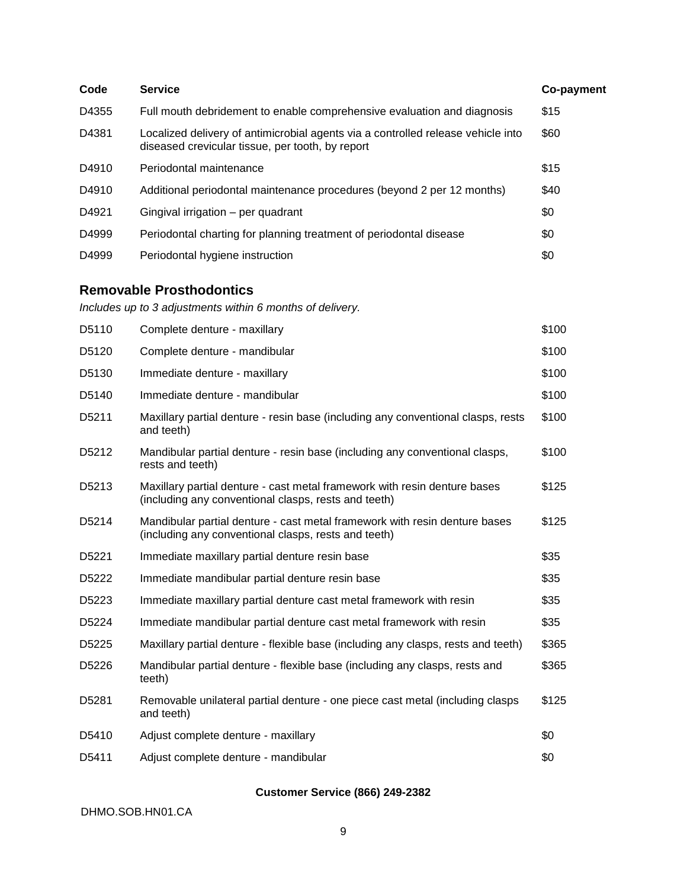| Code | Service | Co-payment |
|---|---|---|
| D4355 | Full mouth debridement to enable comprehensive evaluation and diagnosis | $15 |
| D4381 | Localized delivery of antimicrobial agents via a controlled release vehicle into diseased crevicular tissue, per tooth, by report | $60 |
| D4910 | Periodontal maintenance | $15 |
| D4910 | Additional periodontal maintenance procedures (beyond 2 per 12 months) | $40 |
| D4921 | Gingival irrigation – per quadrant | $0 |
| D4999 | Periodontal charting for planning treatment of periodontal disease | $0 |
| D4999 | Periodontal hygiene instruction | $0 |

## Removable Prosthodontics

*Includes up to 3 adjustments within 6 months of delivery.*

| Code | Service | Co-payment |
|---|---|---|
| D5110 | Complete denture - maxillary | $100 |
| D5120 | Complete denture - mandibular | $100 |
| D5130 | Immediate denture - maxillary | $100 |
| D5140 | Immediate denture - mandibular | $100 |
| D5211 | Maxillary partial denture - resin base (including any conventional clasps, rests and teeth) | $100 |
| D5212 | Mandibular partial denture - resin base (including any conventional clasps, rests and teeth) | $100 |
| D5213 | Maxillary partial denture - cast metal framework with resin denture bases (including any conventional clasps, rests and teeth) | $125 |
| D5214 | Mandibular partial denture - cast metal framework with resin denture bases (including any conventional clasps, rests and teeth) | $125 |
| D5221 | Immediate maxillary partial denture resin base | $35 |
| D5222 | Immediate mandibular partial denture resin base | $35 |
| D5223 | Immediate maxillary partial denture cast metal framework with resin | $35 |
| D5224 | Immediate mandibular partial denture cast metal framework with resin | $35 |
| D5225 | Maxillary partial denture - flexible base (including any clasps, rests and teeth) | $365 |
| D5226 | Mandibular partial denture - flexible base (including any clasps, rests and teeth) | $365 |
| D5281 | Removable unilateral partial denture - one piece cast metal (including clasps and teeth) | $125 |
| D5410 | Adjust complete denture - maxillary | $0 |
| D5411 | Adjust complete denture - mandibular | $0 |

**Customer Service (866) 249-2382**

DHMO.SOB.HN01.CA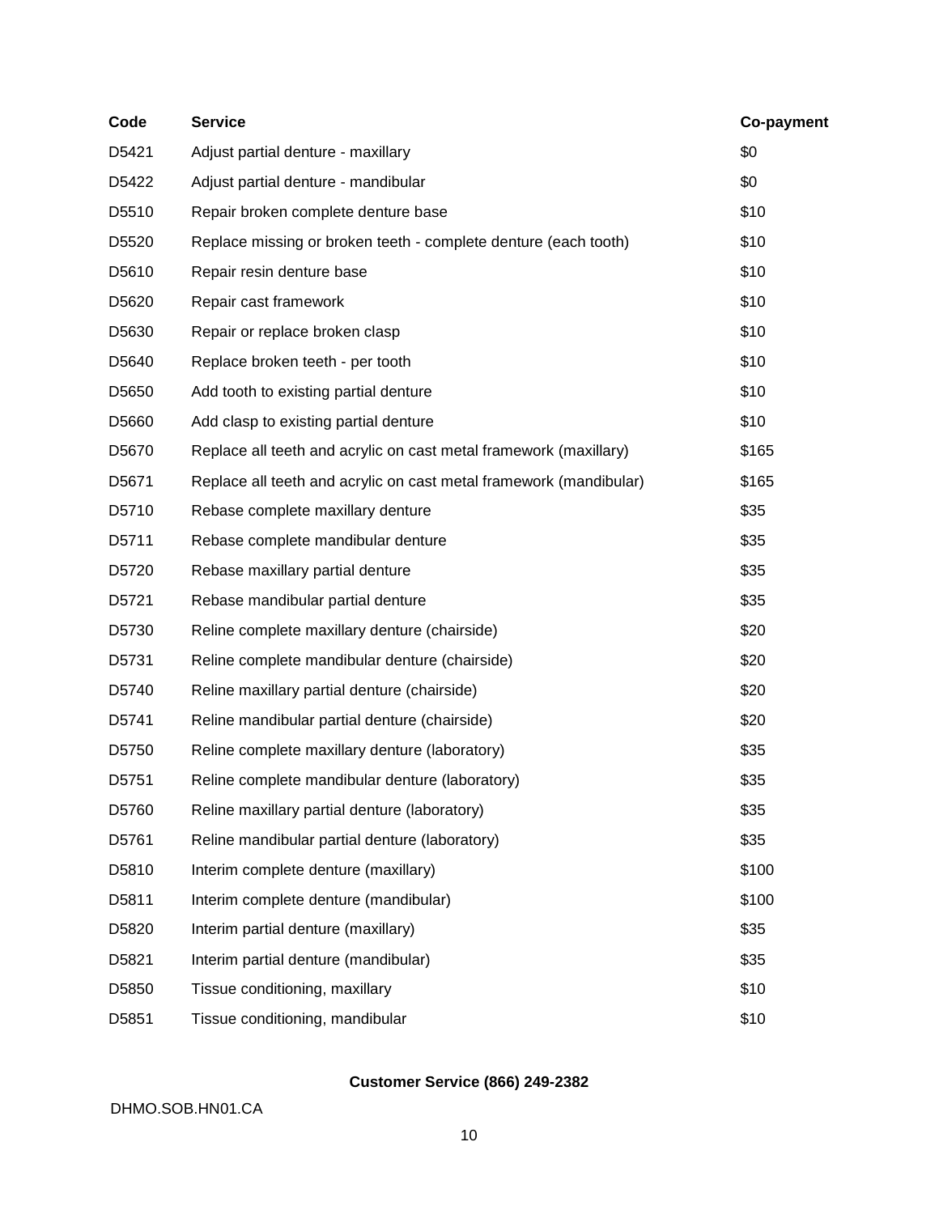| Code | Service | Co-payment |
|---|---|---|
| D5421 | Adjust partial denture - maxillary | $0 |
| D5422 | Adjust partial denture - mandibular | $0 |
| D5510 | Repair broken complete denture base | $10 |
| D5520 | Replace missing or broken teeth - complete denture (each tooth) | $10 |
| D5610 | Repair resin denture base | $10 |
| D5620 | Repair cast framework | $10 |
| D5630 | Repair or replace broken clasp | $10 |
| D5640 | Replace broken teeth - per tooth | $10 |
| D5650 | Add tooth to existing partial denture | $10 |
| D5660 | Add clasp to existing partial denture | $10 |
| D5670 | Replace all teeth and acrylic on cast metal framework (maxillary) | $165 |
| D5671 | Replace all teeth and acrylic on cast metal framework (mandibular) | $165 |
| D5710 | Rebase complete maxillary denture | $35 |
| D5711 | Rebase complete mandibular denture | $35 |
| D5720 | Rebase maxillary partial denture | $35 |
| D5721 | Rebase mandibular partial denture | $35 |
| D5730 | Reline complete maxillary denture (chairside) | $20 |
| D5731 | Reline complete mandibular denture (chairside) | $20 |
| D5740 | Reline maxillary partial denture (chairside) | $20 |
| D5741 | Reline mandibular partial denture (chairside) | $20 |
| D5750 | Reline complete maxillary denture (laboratory) | $35 |
| D5751 | Reline complete mandibular denture (laboratory) | $35 |
| D5760 | Reline maxillary partial denture (laboratory) | $35 |
| D5761 | Reline mandibular partial denture (laboratory) | $35 |
| D5810 | Interim complete denture (maxillary) | $100 |
| D5811 | Interim complete denture (mandibular) | $100 |
| D5820 | Interim partial denture (maxillary) | $35 |
| D5821 | Interim partial denture (mandibular) | $35 |
| D5850 | Tissue conditioning, maxillary | $10 |
| D5851 | Tissue conditioning, mandibular | $10 |

**Customer Service (866) 249-2382**

DHMO.SOB.HN01.CA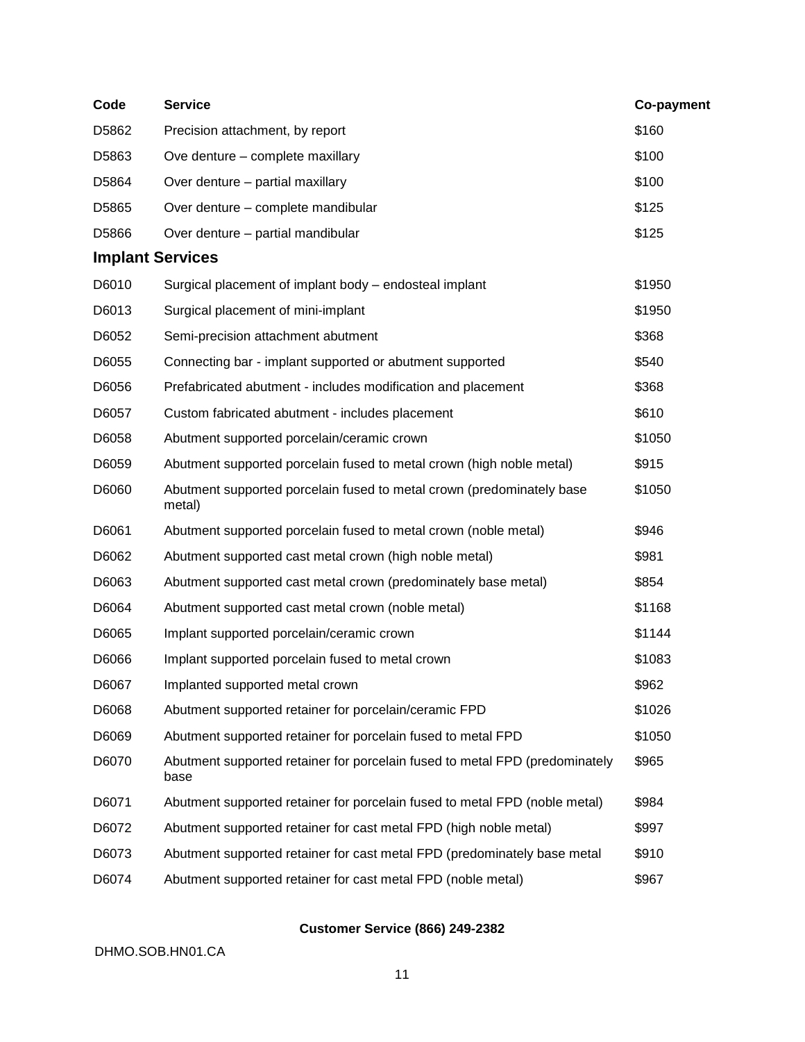| Code | Service | Co-payment |
|---|---|---|
| D5862 | Precision attachment, by report | $160 |
| D5863 | Ove denture – complete maxillary | $100 |
| D5864 | Over denture – partial maxillary | $100 |
| D5865 | Over denture – complete mandibular | $125 |
| D5866 | Over denture – partial mandibular | $125 |

## Implant Services

| Code | Service | Co-payment |
|---|---|---|
| D6010 | Surgical placement of implant body – endosteal implant | $1950 |
| D6013 | Surgical placement of mini-implant | $1950 |
| D6052 | Semi-precision attachment abutment | $368 |
| D6055 | Connecting bar - implant supported or abutment supported | $540 |
| D6056 | Prefabricated abutment - includes modification and placement | $368 |
| D6057 | Custom fabricated abutment - includes placement | $610 |
| D6058 | Abutment supported porcelain/ceramic crown | $1050 |
| D6059 | Abutment supported porcelain fused to metal crown (high noble metal) | $915 |
| D6060 | Abutment supported porcelain fused to metal crown (predominately base metal) | $1050 |
| D6061 | Abutment supported porcelain fused to metal crown (noble metal) | $946 |
| D6062 | Abutment supported cast metal crown (high noble metal) | $981 |
| D6063 | Abutment supported cast metal crown (predominately base metal) | $854 |
| D6064 | Abutment supported cast metal crown (noble metal) | $1168 |
| D6065 | Implant supported porcelain/ceramic crown | $1144 |
| D6066 | Implant supported porcelain fused to metal crown | $1083 |
| D6067 | Implanted supported metal crown | $962 |
| D6068 | Abutment supported retainer for porcelain/ceramic FPD | $1026 |
| D6069 | Abutment supported retainer for porcelain fused to metal FPD | $1050 |
| D6070 | Abutment supported retainer for porcelain fused to metal FPD (predominately base | $965 |
| D6071 | Abutment supported retainer for porcelain fused to metal FPD (noble metal) | $984 |
| D6072 | Abutment supported retainer for cast metal FPD (high noble metal) | $997 |
| D6073 | Abutment supported retainer for cast metal FPD (predominately base metal | $910 |
| D6074 | Abutment supported retainer for cast metal FPD (noble metal) | $967 |

**Customer Service (866) 249-2382**

DHMO.SOB.HN01.CA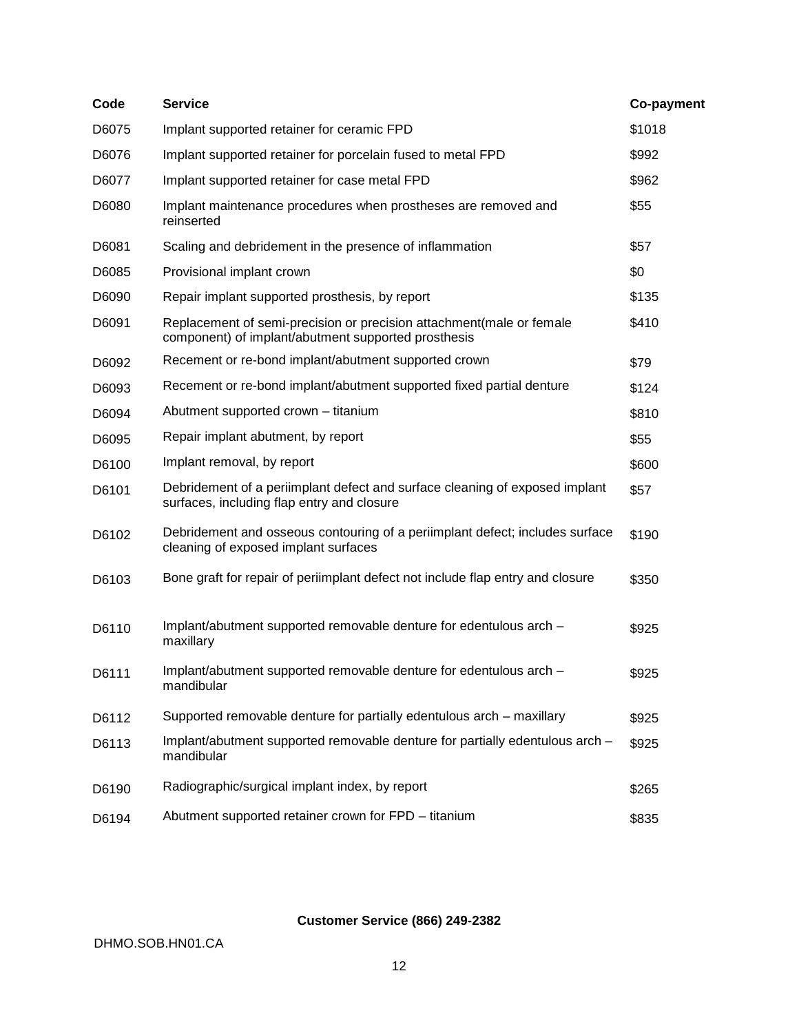| Code | Service | Co-payment |
|---|---|---|
| D6075 | Implant supported retainer for ceramic FPD | $1018 |
| D6076 | Implant supported retainer for porcelain fused to metal FPD | $992 |
| D6077 | Implant supported retainer for case metal FPD | $962 |
| D6080 | Implant maintenance procedures when prostheses are removed and reinserted | $55 |
| D6081 | Scaling and debridement in the presence of inflammation | $57 |
| D6085 | Provisional implant crown | $0 |
| D6090 | Repair implant supported prosthesis, by report | $135 |
| D6091 | Replacement of semi-precision or precision attachment(male or female component) of implant/abutment supported prosthesis | $410 |
| D6092 | Recement or re-bond implant/abutment supported crown | $79 |
| D6093 | Recement or re-bond implant/abutment supported fixed partial denture | $124 |
| D6094 | Abutment supported crown – titanium | $810 |
| D6095 | Repair implant abutment, by report | $55 |
| D6100 | Implant removal, by report | $600 |
| D6101 | Debridement of a periimplant defect and surface cleaning of exposed implant surfaces, including flap entry and closure | $57 |
| D6102 | Debridement and osseous contouring of a periimplant defect; includes surface cleaning of exposed implant surfaces | $190 |
| D6103 | Bone graft for repair of periimplant defect not include flap entry and closure | $350 |
| D6110 | Implant/abutment supported removable denture for edentulous arch – maxillary | $925 |
| D6111 | Implant/abutment supported removable denture for edentulous arch – mandibular | $925 |
| D6112 | Supported removable denture for partially edentulous arch – maxillary | $925 |
| D6113 | Implant/abutment supported removable denture for partially edentulous arch – mandibular | $925 |
| D6190 | Radiographic/surgical implant index, by report | $265 |
| D6194 | Abutment supported retainer crown for FPD – titanium | $835 |

**Customer Service (866) 249-2382**

DHMO.SOB.HN01.CA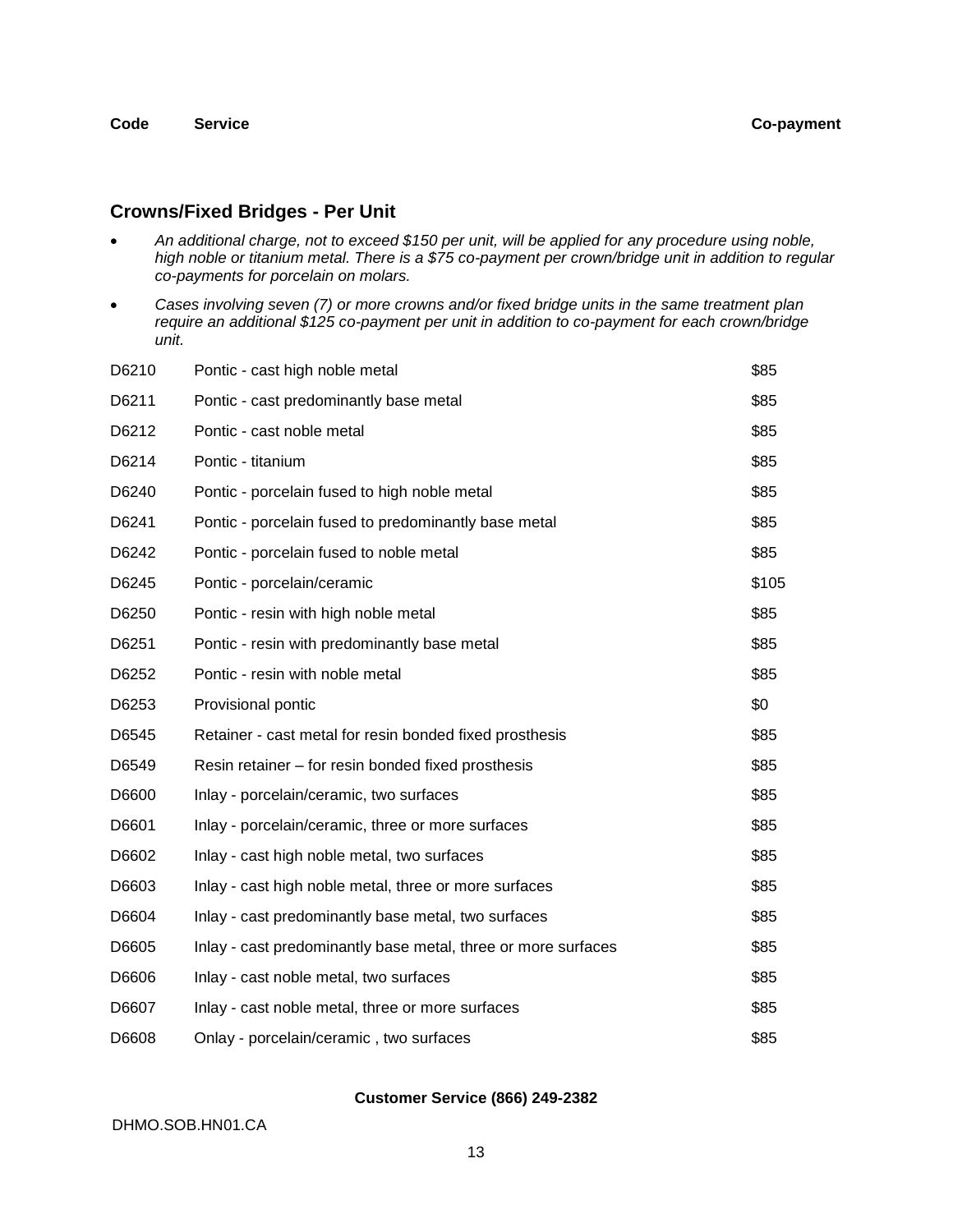| Code | Service | Co-payment |
|---|---|---|

## Crowns/Fixed Bridges - Per Unit

- *An additional charge, not to exceed $150 per unit, will be applied for any procedure using noble, high noble or titanium metal. There is a $75 co-payment per crown/bridge unit in addition to regular co-payments for porcelain on molars.*
- *Cases involving seven (7) or more crowns and/or fixed bridge units in the same treatment plan require an additional $125 co-payment per unit in addition to co-payment for each crown/bridge unit.*

| Code | Service | Co-payment |
|---|---|---|
| D6210 | Pontic - cast high noble metal | $85 |
| D6211 | Pontic - cast predominantly base metal | $85 |
| D6212 | Pontic - cast noble metal | $85 |
| D6214 | Pontic - titanium | $85 |
| D6240 | Pontic - porcelain fused to high noble metal | $85 |
| D6241 | Pontic - porcelain fused to predominantly base metal | $85 |
| D6242 | Pontic - porcelain fused to noble metal | $85 |
| D6245 | Pontic - porcelain/ceramic | $105 |
| D6250 | Pontic - resin with high noble metal | $85 |
| D6251 | Pontic - resin with predominantly base metal | $85 |
| D6252 | Pontic - resin with noble metal | $85 |
| D6253 | Provisional pontic | $0 |
| D6545 | Retainer - cast metal for resin bonded fixed prosthesis | $85 |
| D6549 | Resin retainer – for resin bonded fixed prosthesis | $85 |
| D6600 | Inlay - porcelain/ceramic, two surfaces | $85 |
| D6601 | Inlay - porcelain/ceramic, three or more surfaces | $85 |
| D6602 | Inlay - cast high noble metal, two surfaces | $85 |
| D6603 | Inlay - cast high noble metal, three or more surfaces | $85 |
| D6604 | Inlay - cast predominantly base metal, two surfaces | $85 |
| D6605 | Inlay - cast predominantly base metal, three or more surfaces | $85 |
| D6606 | Inlay - cast noble metal, two surfaces | $85 |
| D6607 | Inlay - cast noble metal, three or more surfaces | $85 |
| D6608 | Onlay - porcelain/ceramic , two surfaces | $85 |

**Customer Service (866) 249-2382**

DHMO.SOB.HN01.CA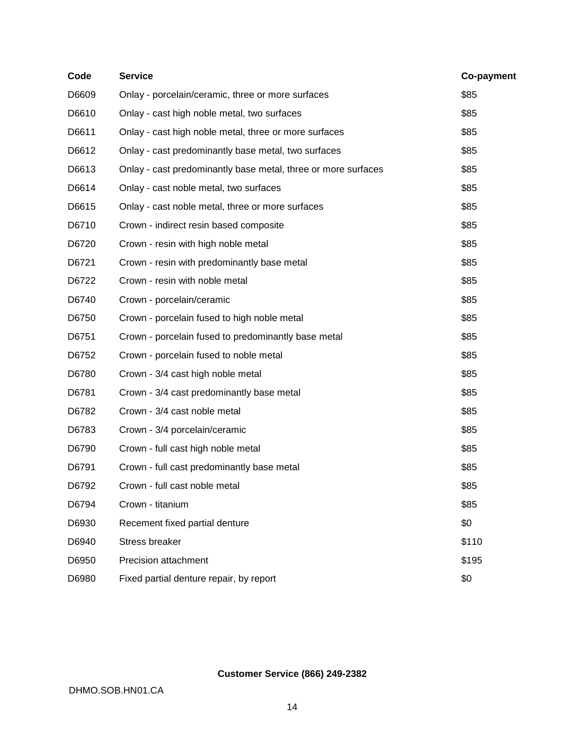| Code | Service | Co-payment |
| --- | --- | --- |
| D6609 | Onlay - porcelain/ceramic, three or more surfaces | $85 |
| D6610 | Onlay - cast high noble metal, two surfaces | $85 |
| D6611 | Onlay - cast high noble metal, three or more surfaces | $85 |
| D6612 | Onlay - cast predominantly base metal, two surfaces | $85 |
| D6613 | Onlay - cast predominantly base metal, three or more surfaces | $85 |
| D6614 | Onlay - cast noble metal, two surfaces | $85 |
| D6615 | Onlay - cast noble metal, three or more surfaces | $85 |
| D6710 | Crown - indirect resin based composite | $85 |
| D6720 | Crown - resin with high noble metal | $85 |
| D6721 | Crown - resin with predominantly base metal | $85 |
| D6722 | Crown - resin with noble metal | $85 |
| D6740 | Crown - porcelain/ceramic | $85 |
| D6750 | Crown - porcelain fused to high noble metal | $85 |
| D6751 | Crown - porcelain fused to predominantly base metal | $85 |
| D6752 | Crown - porcelain fused to noble metal | $85 |
| D6780 | Crown - 3/4 cast high noble metal | $85 |
| D6781 | Crown - 3/4 cast predominantly base metal | $85 |
| D6782 | Crown - 3/4 cast noble metal | $85 |
| D6783 | Crown - 3/4 porcelain/ceramic | $85 |
| D6790 | Crown - full cast high noble metal | $85 |
| D6791 | Crown - full cast predominantly base metal | $85 |
| D6792 | Crown - full cast noble metal | $85 |
| D6794 | Crown - titanium | $85 |
| D6930 | Recement fixed partial denture | $0 |
| D6940 | Stress breaker | $110 |
| D6950 | Precision attachment | $195 |
| D6980 | Fixed partial denture repair, by report | $0 |

**Customer Service (866) 249-2382**

DHMO.SOB.HN01.CA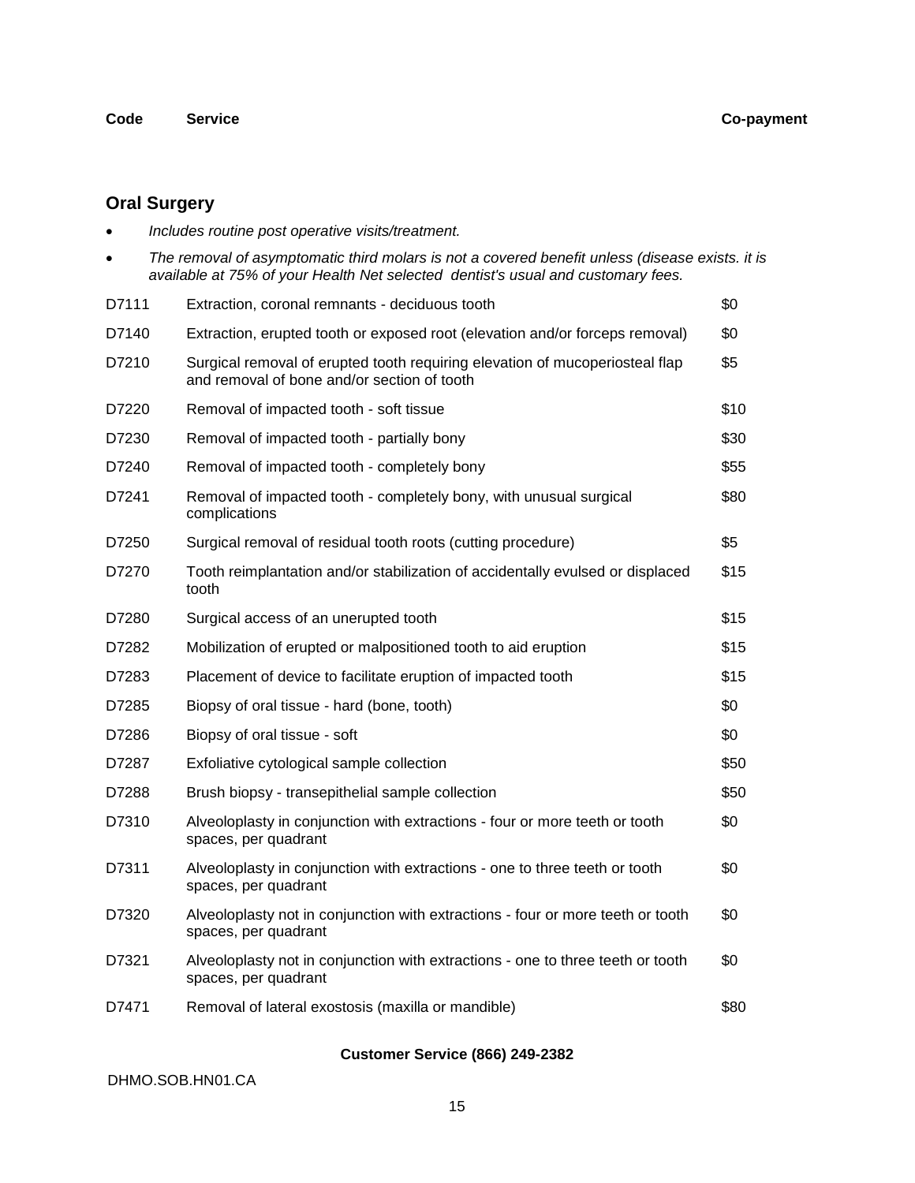| Code | Service | Co-payment |
|---|---|---|

## Oral Surgery

- *Includes routine post operative visits/treatment.*
- *The removal of asymptomatic third molars is not a covered benefit unless (disease exists. it is available at 75% of your Health Net selected dentist's usual and customary fees.*

| Code | Service | Co-payment |
|---|---|---|
| D7111 | Extraction, coronal remnants - deciduous tooth | $0 |
| D7140 | Extraction, erupted tooth or exposed root (elevation and/or forceps removal) | $0 |
| D7210 | Surgical removal of erupted tooth requiring elevation of mucoperiosteal flap and removal of bone and/or section of tooth | $5 |
| D7220 | Removal of impacted tooth - soft tissue | $10 |
| D7230 | Removal of impacted tooth - partially bony | $30 |
| D7240 | Removal of impacted tooth - completely bony | $55 |
| D7241 | Removal of impacted tooth - completely bony, with unusual surgical complications | $80 |
| D7250 | Surgical removal of residual tooth roots (cutting procedure) | $5 |
| D7270 | Tooth reimplantation and/or stabilization of accidentally evulsed or displaced tooth | $15 |
| D7280 | Surgical access of an unerupted tooth | $15 |
| D7282 | Mobilization of erupted or malpositioned tooth to aid eruption | $15 |
| D7283 | Placement of device to facilitate eruption of impacted tooth | $15 |
| D7285 | Biopsy of oral tissue - hard (bone, tooth) | $0 |
| D7286 | Biopsy of oral tissue - soft | $0 |
| D7287 | Exfoliative cytological sample collection | $50 |
| D7288 | Brush biopsy - transepithelial sample collection | $50 |
| D7310 | Alveoloplasty in conjunction with extractions - four or more teeth or tooth spaces, per quadrant | $0 |
| D7311 | Alveoloplasty in conjunction with extractions - one to three teeth or tooth spaces, per quadrant | $0 |
| D7320 | Alveoloplasty not in conjunction with extractions - four or more teeth or tooth spaces, per quadrant | $0 |
| D7321 | Alveoloplasty not in conjunction with extractions - one to three teeth or tooth spaces, per quadrant | $0 |
| D7471 | Removal of lateral exostosis (maxilla or mandible) | $80 |

**Customer Service (866) 249-2382**

DHMO.SOB.HN01.CA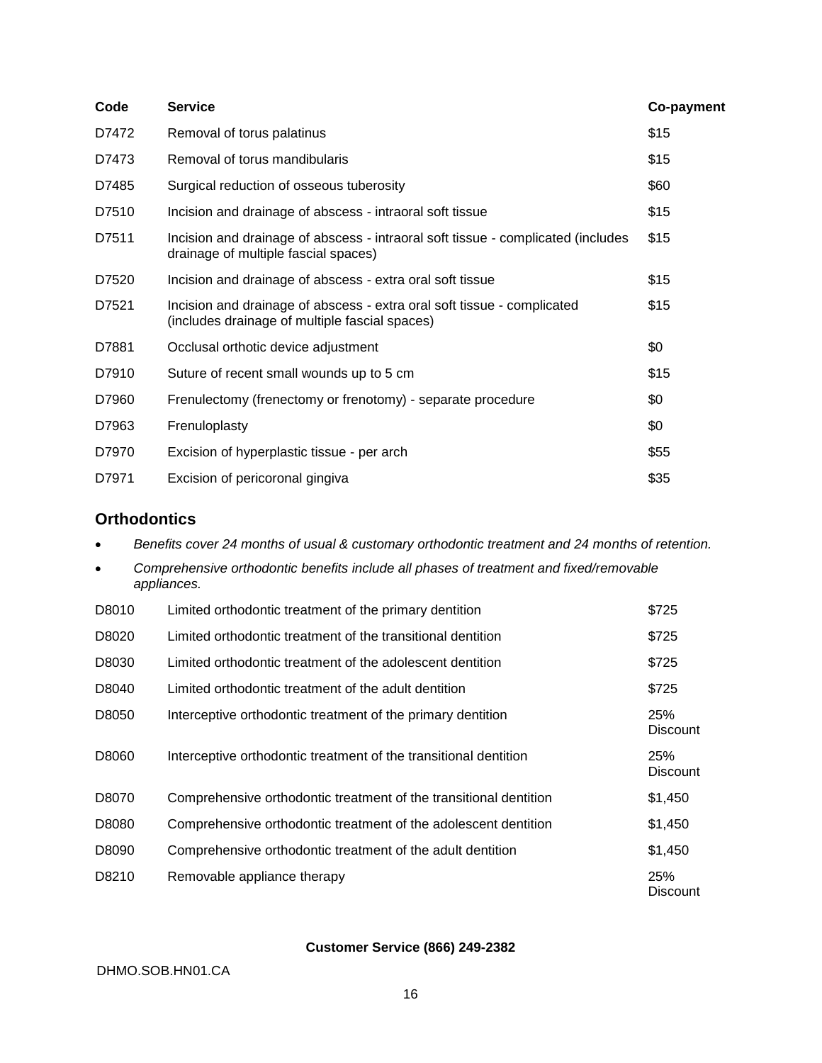| Code | Service | Co-payment |
|---|---|---|
| D7472 | Removal of torus palatinus | $15 |
| D7473 | Removal of torus mandibularis | $15 |
| D7485 | Surgical reduction of osseous tuberosity | $60 |
| D7510 | Incision and drainage of abscess - intraoral soft tissue | $15 |
| D7511 | Incision and drainage of abscess - intraoral soft tissue - complicated (includes drainage of multiple fascial spaces) | $15 |
| D7520 | Incision and drainage of abscess - extra oral soft tissue | $15 |
| D7521 | Incision and drainage of abscess - extra oral soft tissue - complicated (includes drainage of multiple fascial spaces) | $15 |
| D7881 | Occlusal orthotic device adjustment | $0 |
| D7910 | Suture of recent small wounds up to 5 cm | $15 |
| D7960 | Frenulectomy (frenectomy or frenotomy) - separate procedure | $0 |
| D7963 | Frenuloplasty | $0 |
| D7970 | Excision of hyperplastic tissue - per arch | $55 |
| D7971 | Excision of pericoronal gingiva | $35 |

## Orthodontics

- *Benefits cover 24 months of usual & customary orthodontic treatment and 24 months of retention.*
- *Comprehensive orthodontic benefits include all phases of treatment and fixed/removable appliances.*

| Code | Service | Co-payment |
|---|---|---|
| D8010 | Limited orthodontic treatment of the primary dentition | $725 |
| D8020 | Limited orthodontic treatment of the transitional dentition | $725 |
| D8030 | Limited orthodontic treatment of the adolescent dentition | $725 |
| D8040 | Limited orthodontic treatment of the adult dentition | $725 |
| D8050 | Interceptive orthodontic treatment of the primary dentition | 25% Discount |
| D8060 | Interceptive orthodontic treatment of the transitional dentition | 25% Discount |
| D8070 | Comprehensive orthodontic treatment of the transitional dentition | $1,450 |
| D8080 | Comprehensive orthodontic treatment of the adolescent dentition | $1,450 |
| D8090 | Comprehensive orthodontic treatment of the adult dentition | $1,450 |
| D8210 | Removable appliance therapy | 25% Discount |

**Customer Service (866) 249-2382**

DHMO.SOB.HN01.CA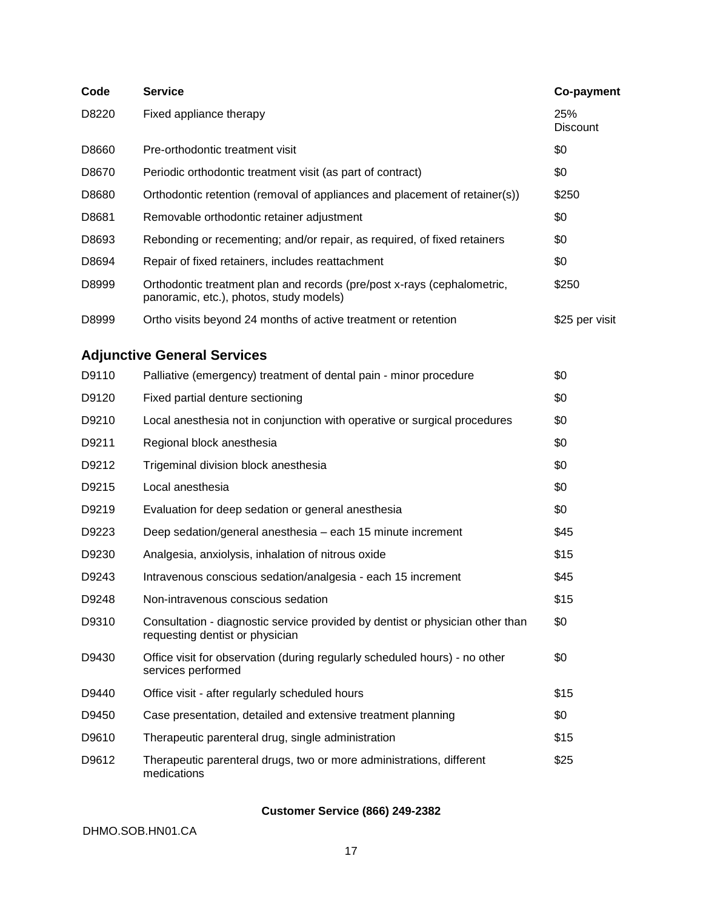| Code | Service | Co-payment |
|---|---|---|
| D8220 | Fixed appliance therapy | 25% Discount |
| D8660 | Pre-orthodontic treatment visit | $0 |
| D8670 | Periodic orthodontic treatment visit (as part of contract) | $0 |
| D8680 | Orthodontic retention (removal of appliances and placement of retainer(s)) | $250 |
| D8681 | Removable orthodontic retainer adjustment | $0 |
| D8693 | Rebonding or recementing; and/or repair, as required, of fixed retainers | $0 |
| D8694 | Repair of fixed retainers, includes reattachment | $0 |
| D8999 | Orthodontic treatment plan and records (pre/post x-rays (cephalometric, panoramic, etc.), photos, study models) | $250 |
| D8999 | Ortho visits beyond 24 months of active treatment or retention | $25 per visit |

## Adjunctive General Services

| Code | Service | Co-payment |
|---|---|---|
| D9110 | Palliative (emergency) treatment of dental pain - minor procedure | $0 |
| D9120 | Fixed partial denture sectioning | $0 |
| D9210 | Local anesthesia not in conjunction with operative or surgical procedures | $0 |
| D9211 | Regional block anesthesia | $0 |
| D9212 | Trigeminal division block anesthesia | $0 |
| D9215 | Local anesthesia | $0 |
| D9219 | Evaluation for deep sedation or general anesthesia | $0 |
| D9223 | Deep sedation/general anesthesia – each 15 minute increment | $45 |
| D9230 | Analgesia, anxiolysis, inhalation of nitrous oxide | $15 |
| D9243 | Intravenous conscious sedation/analgesia - each 15 increment | $45 |
| D9248 | Non-intravenous conscious sedation | $15 |
| D9310 | Consultation - diagnostic service provided by dentist or physician other than requesting dentist or physician | $0 |
| D9430 | Office visit for observation (during regularly scheduled hours) - no other services performed | $0 |
| D9440 | Office visit - after regularly scheduled hours | $15 |
| D9450 | Case presentation, detailed and extensive treatment planning | $0 |
| D9610 | Therapeutic parenteral drug, single administration | $15 |
| D9612 | Therapeutic parenteral drugs, two or more administrations, different medications | $25 |

**Customer Service (866) 249-2382**

DHMO.SOB.HN01.CA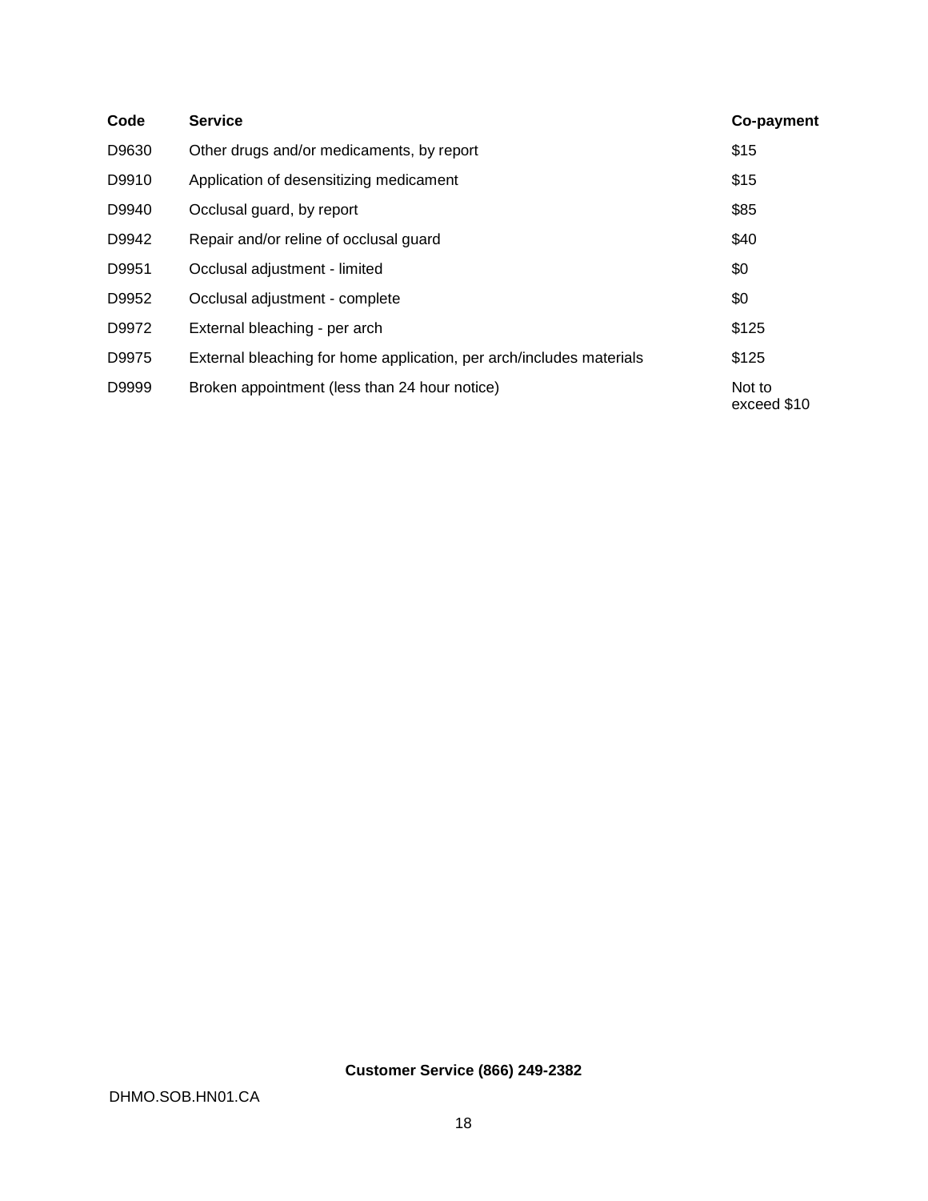| Code | Service | Co-payment |
|---|---|---|
| D9630 | Other drugs and/or medicaments, by report | $15 |
| D9910 | Application of desensitizing medicament | $15 |
| D9940 | Occlusal guard, by report | $85 |
| D9942 | Repair and/or reline of occlusal guard | $40 |
| D9951 | Occlusal adjustment - limited | $0 |
| D9952 | Occlusal adjustment - complete | $0 |
| D9972 | External bleaching - per arch | $125 |
| D9975 | External bleaching for home application, per arch/includes materials | $125 |
| D9999 | Broken appointment (less than 24 hour notice) | Not to exceed $10 |

**Customer Service (866) 249-2382**

DHMO.SOB.HN01.CA